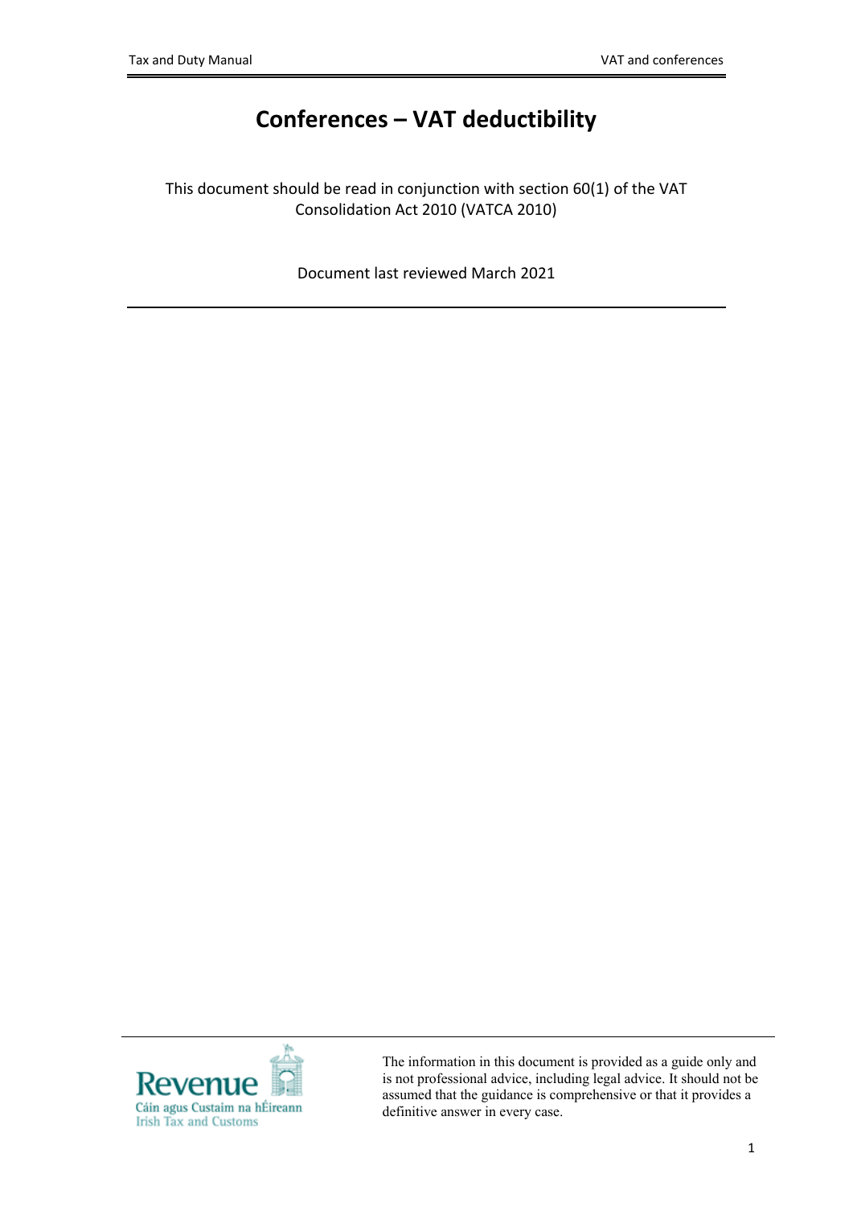# Conferences – VAT deductibility

This document should be read in conjunction with section 60(1) of the VAT Consolidation Act 2010 (VATCA 2010)

Document last reviewed March 2021

---

The information in this document is provided as a guide only and is not professional advice, including legal advice. It should not be assumed that the guidance is comprehensive or that it provides a definitive answer in every case.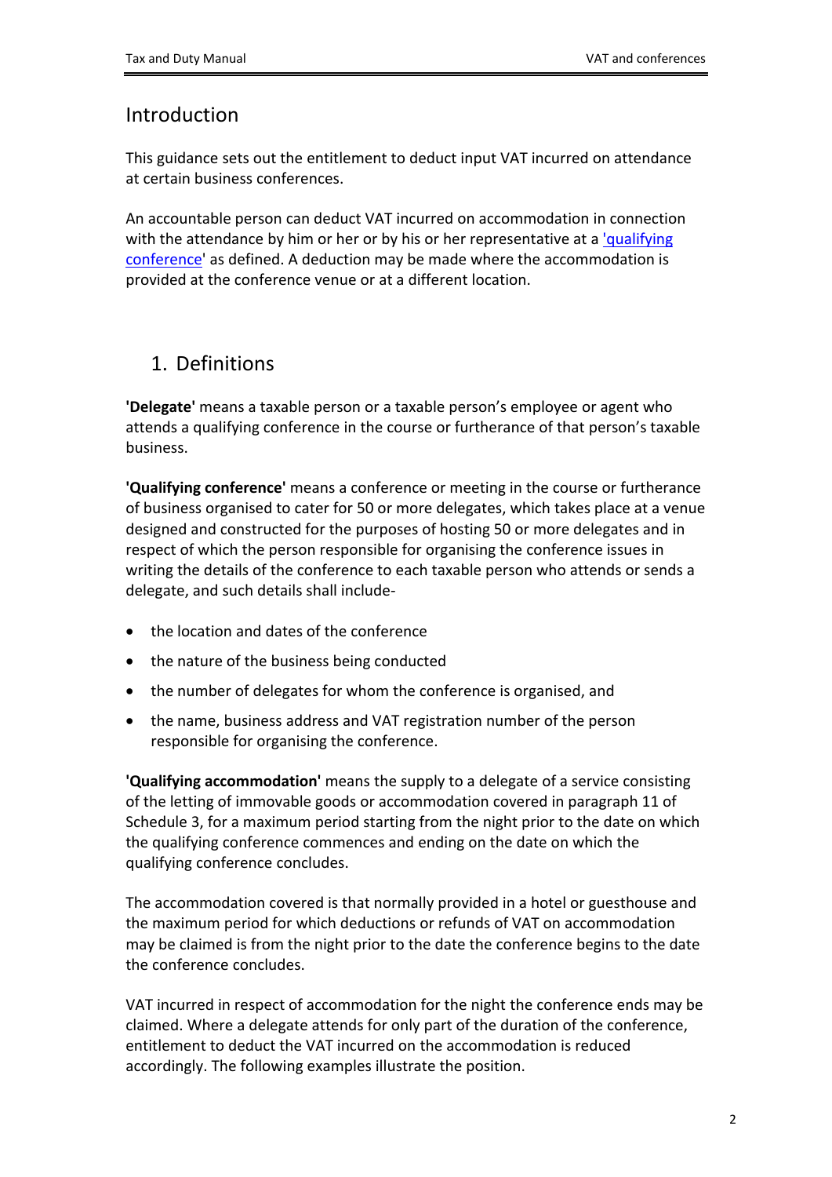# Introduction

This guidance sets out the entitlement to deduct input VAT incurred on attendance at certain business conferences.

An accountable person can deduct VAT incurred on accommodation in connection with the attendance by him or her or by his or her representative at a 'qualifying conference' as defined. A deduction may be made where the accommodation is provided at the conference venue or at a different location.

## 1. Definitions

**'Delegate'** means a taxable person or a taxable person's employee or agent who attends a qualifying conference in the course or furtherance of that person's taxable business.

**'Qualifying conference'** means a conference or meeting in the course or furtherance of business organised to cater for 50 or more delegates, which takes place at a venue designed and constructed for the purposes of hosting 50 or more delegates and in respect of which the person responsible for organising the conference issues in writing the details of the conference to each taxable person who attends or sends a delegate, and such details shall include-

- the location and dates of the conference
- the nature of the business being conducted
- the number of delegates for whom the conference is organised, and
- the name, business address and VAT registration number of the person responsible for organising the conference.

**'Qualifying accommodation'** means the supply to a delegate of a service consisting of the letting of immovable goods or accommodation covered in paragraph 11 of Schedule 3, for a maximum period starting from the night prior to the date on which the qualifying conference commences and ending on the date on which the qualifying conference concludes.

The accommodation covered is that normally provided in a hotel or guesthouse and the maximum period for which deductions or refunds of VAT on accommodation may be claimed is from the night prior to the date the conference begins to the date the conference concludes.

VAT incurred in respect of accommodation for the night the conference ends may be claimed. Where a delegate attends for only part of the duration of the conference, entitlement to deduct the VAT incurred on the accommodation is reduced accordingly. The following examples illustrate the position.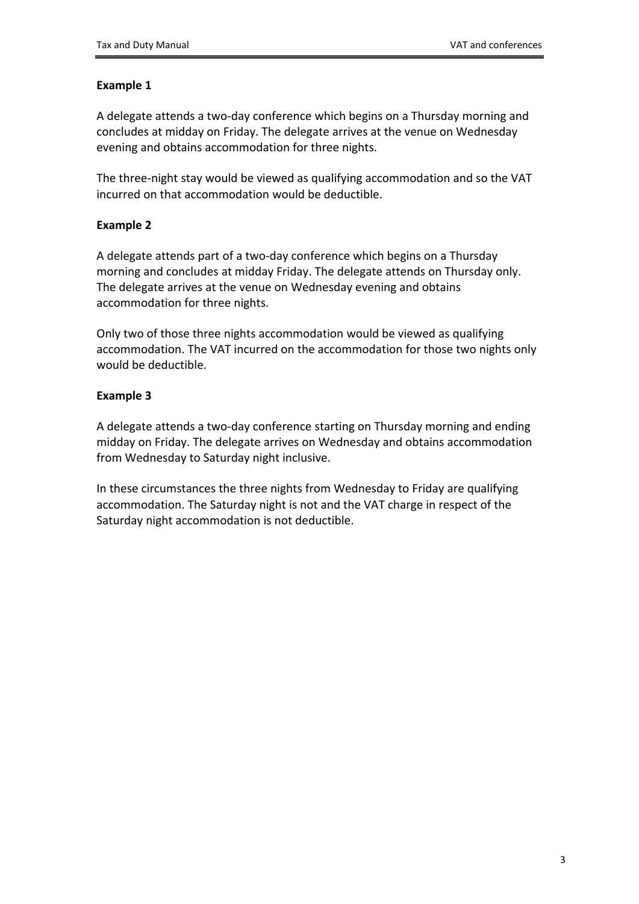**Example 1**

A delegate attends a two-day conference which begins on a Thursday morning and concludes at midday on Friday. The delegate arrives at the venue on Wednesday evening and obtains accommodation for three nights.

The three-night stay would be viewed as qualifying accommodation and so the VAT incurred on that accommodation would be deductible.

**Example 2**

A delegate attends part of a two-day conference which begins on a Thursday morning and concludes at midday Friday. The delegate attends on Thursday only. The delegate arrives at the venue on Wednesday evening and obtains accommodation for three nights.

Only two of those three nights accommodation would be viewed as qualifying accommodation. The VAT incurred on the accommodation for those two nights only would be deductible.

**Example 3**

A delegate attends a two-day conference starting on Thursday morning and ending midday on Friday. The delegate arrives on Wednesday and obtains accommodation from Wednesday to Saturday night inclusive.

In these circumstances the three nights from Wednesday to Friday are qualifying accommodation. The Saturday night is not and the VAT charge in respect of the Saturday night accommodation is not deductible.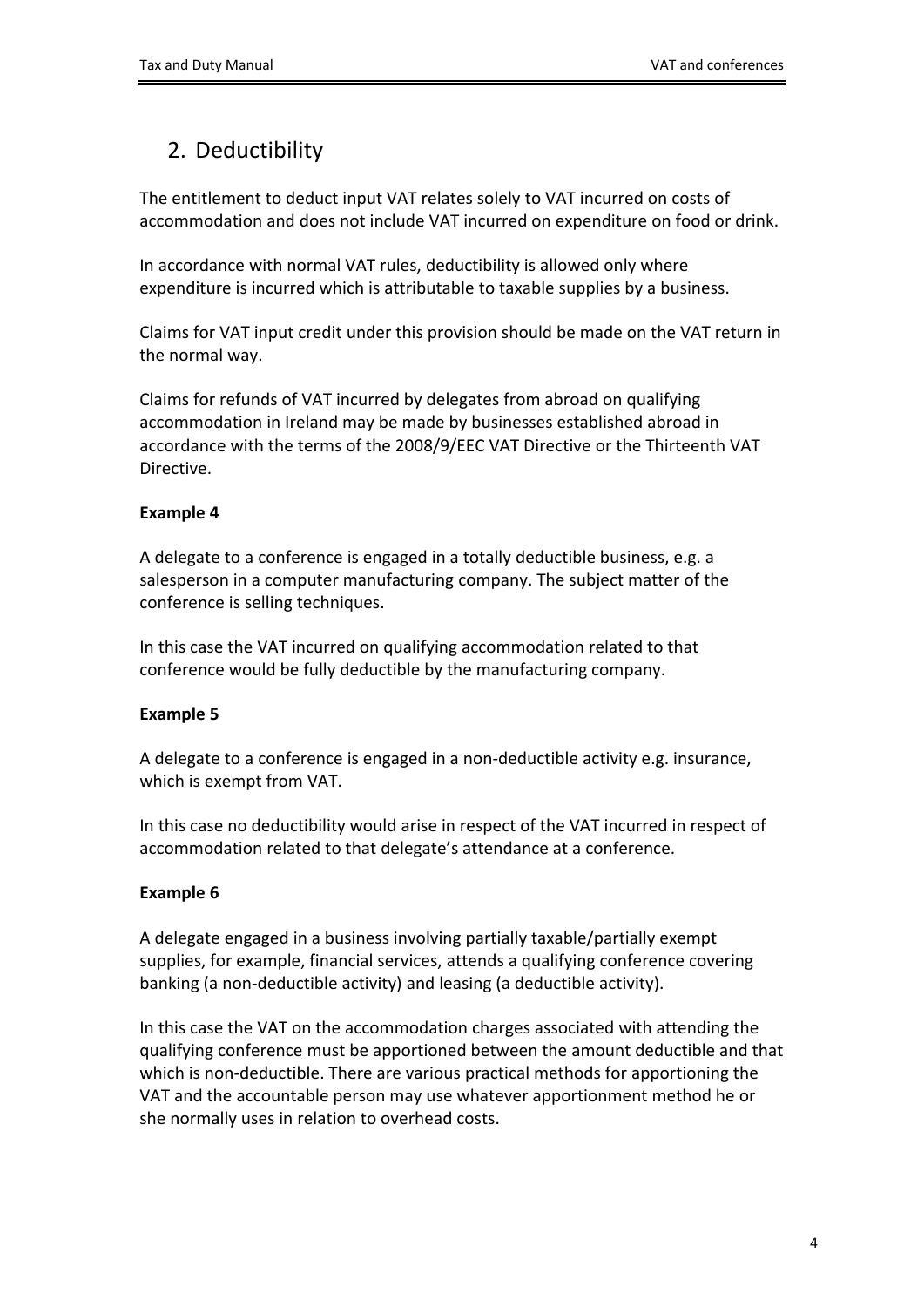## 2. Deductibility

The entitlement to deduct input VAT relates solely to VAT incurred on costs of accommodation and does not include VAT incurred on expenditure on food or drink.

In accordance with normal VAT rules, deductibility is allowed only where expenditure is incurred which is attributable to taxable supplies by a business.

Claims for VAT input credit under this provision should be made on the VAT return in the normal way.

Claims for refunds of VAT incurred by delegates from abroad on qualifying accommodation in Ireland may be made by businesses established abroad in accordance with the terms of the 2008/9/EEC VAT Directive or the Thirteenth VAT Directive.

**Example 4**

A delegate to a conference is engaged in a totally deductible business, e.g. a salesperson in a computer manufacturing company. The subject matter of the conference is selling techniques.

In this case the VAT incurred on qualifying accommodation related to that conference would be fully deductible by the manufacturing company.

**Example 5**

A delegate to a conference is engaged in a non-deductible activity e.g. insurance, which is exempt from VAT.

In this case no deductibility would arise in respect of the VAT incurred in respect of accommodation related to that delegate's attendance at a conference.

**Example 6**

A delegate engaged in a business involving partially taxable/partially exempt supplies, for example, financial services, attends a qualifying conference covering banking (a non-deductible activity) and leasing (a deductible activity).

In this case the VAT on the accommodation charges associated with attending the qualifying conference must be apportioned between the amount deductible and that which is non-deductible. There are various practical methods for apportioning the VAT and the accountable person may use whatever apportionment method he or she normally uses in relation to overhead costs.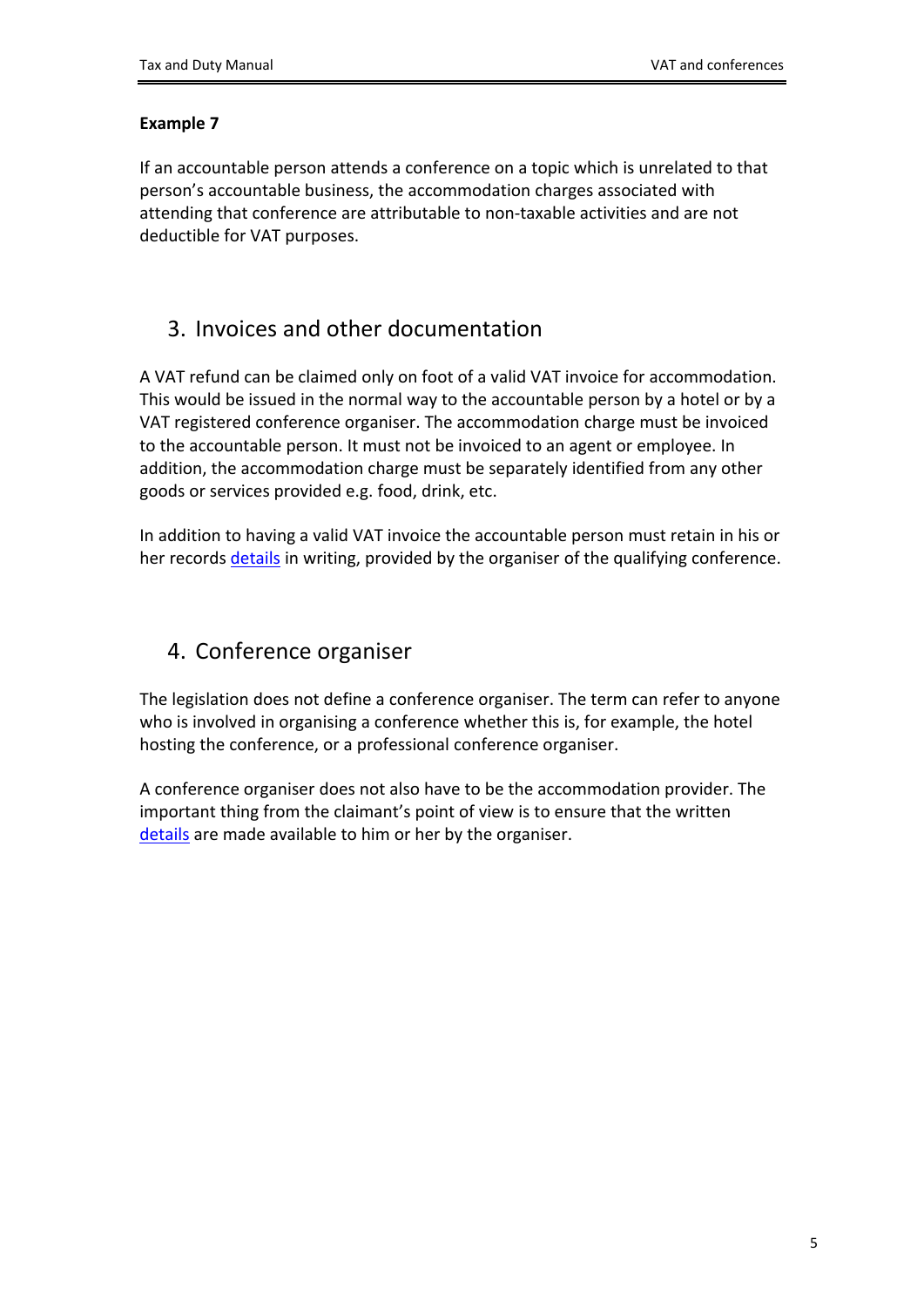**Example 7**

If an accountable person attends a conference on a topic which is unrelated to that person's accountable business, the accommodation charges associated with attending that conference are attributable to non-taxable activities and are not deductible for VAT purposes.

## 3. Invoices and other documentation

A VAT refund can be claimed only on foot of a valid VAT invoice for accommodation. This would be issued in the normal way to the accountable person by a hotel or by a VAT registered conference organiser. The accommodation charge must be invoiced to the accountable person. It must not be invoiced to an agent or employee. In addition, the accommodation charge must be separately identified from any other goods or services provided e.g. food, drink, etc.

In addition to having a valid VAT invoice the accountable person must retain in his or her records details in writing, provided by the organiser of the qualifying conference.

## 4. Conference organiser

The legislation does not define a conference organiser. The term can refer to anyone who is involved in organising a conference whether this is, for example, the hotel hosting the conference, or a professional conference organiser.

A conference organiser does not also have to be the accommodation provider. The important thing from the claimant's point of view is to ensure that the written details are made available to him or her by the organiser.